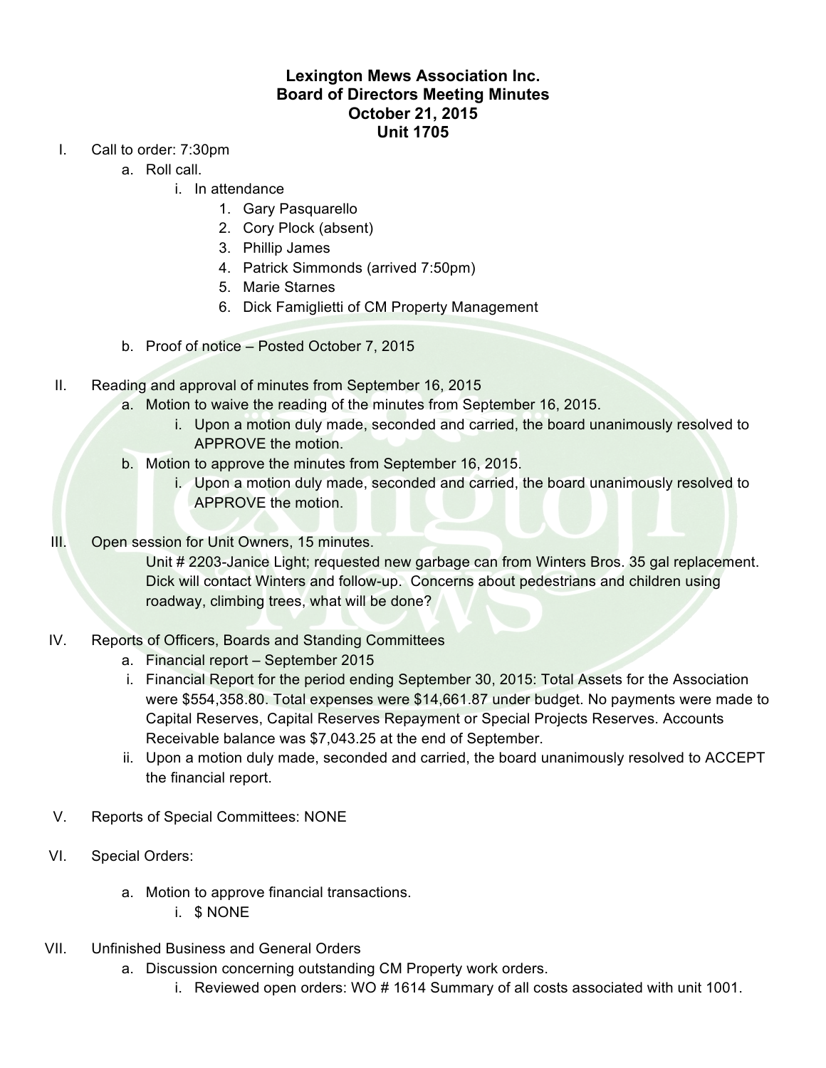# Lexington Mews Association Inc.
## Board of Directors Meeting Minutes
## October 21, 2015
## Unit 1705

I. Call to order: 7:30pm
   a. Roll call.
      i. In attendance
         1. Gary Pasquarello
         2. Cory Plock (absent)
         3. Phillip James
         4. Patrick Simmonds (arrived 7:50pm)
         5. Marie Starnes
         6. Dick Famiglietti of CM Property Management
   b. Proof of notice – Posted October 7, 2015

II. Reading and approval of minutes from September 16, 2015
   a. Motion to waive the reading of the minutes from September 16, 2015.
      i. Upon a motion duly made, seconded and carried, the board unanimously resolved to APPROVE the motion.
   b. Motion to approve the minutes from September 16, 2015.
      i. Upon a motion duly made, seconded and carried, the board unanimously resolved to APPROVE the motion.

III. Open session for Unit Owners, 15 minutes.

   Unit # 2203-Janice Light; requested new garbage can from Winters Bros. 35 gal replacement. Dick will contact Winters and follow-up. Concerns about pedestrians and children using roadway, climbing trees, what will be done?

IV. Reports of Officers, Boards and Standing Committees
   a. Financial report – September 2015
      i. Financial Report for the period ending September 30, 2015: Total Assets for the Association were $554,358.80. Total expenses were $14,661.87 under budget. No payments were made to Capital Reserves, Capital Reserves Repayment or Special Projects Reserves. Accounts Receivable balance was $7,043.25 at the end of September.
      ii. Upon a motion duly made, seconded and carried, the board unanimously resolved to ACCEPT the financial report.

V. Reports of Special Committees: NONE

VI. Special Orders:
   a. Motion to approve financial transactions.
      i. $ NONE

VII. Unfinished Business and General Orders
   a. Discussion concerning outstanding CM Property work orders.
      i. Reviewed open orders: WO # 1614 Summary of all costs associated with unit 1001.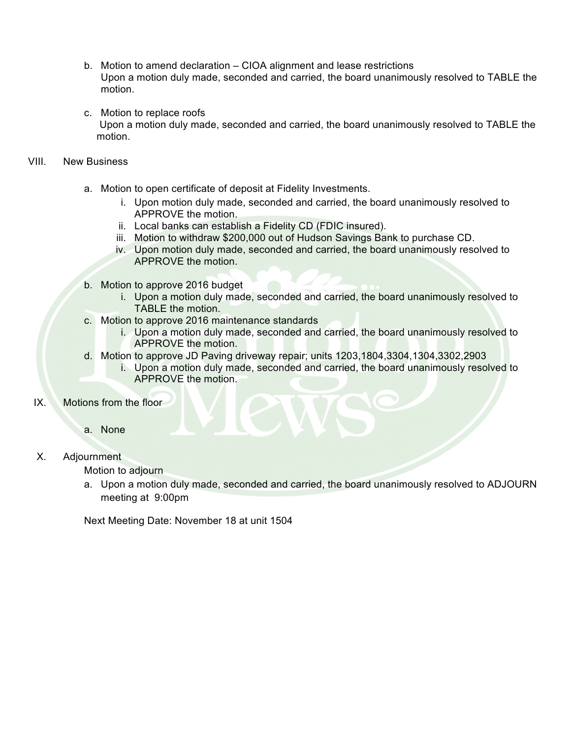b. Motion to amend declaration – CIOA alignment and lease restrictions
   Upon a motion duly made, seconded and carried, the board unanimously resolved to TABLE the motion.

c. Motion to replace roofs
   Upon a motion duly made, seconded and carried, the board unanimously resolved to TABLE the motion.

VIII. New Business

a. Motion to open certificate of deposit at Fidelity Investments.
   i. Upon motion duly made, seconded and carried, the board unanimously resolved to APPROVE the motion.
   ii. Local banks can establish a Fidelity CD (FDIC insured).
   iii. Motion to withdraw $200,000 out of Hudson Savings Bank to purchase CD.
   iv. Upon motion duly made, seconded and carried, the board unanimously resolved to APPROVE the motion.

b. Motion to approve 2016 budget
   i. Upon a motion duly made, seconded and carried, the board unanimously resolved to TABLE the motion.

c. Motion to approve 2016 maintenance standards
   i. Upon a motion duly made, seconded and carried, the board unanimously resolved to APPROVE the motion.

d. Motion to approve JD Paving driveway repair; units 1203,1804,3304,1304,3302,2903
   i. Upon a motion duly made, seconded and carried, the board unanimously resolved to APPROVE the motion.

IX. Motions from the floor

a. None

X. Adjournment

Motion to adjourn

a. Upon a motion duly made, seconded and carried, the board unanimously resolved to ADJOURN meeting at 9:00pm

Next Meeting Date: November 18 at unit 1504